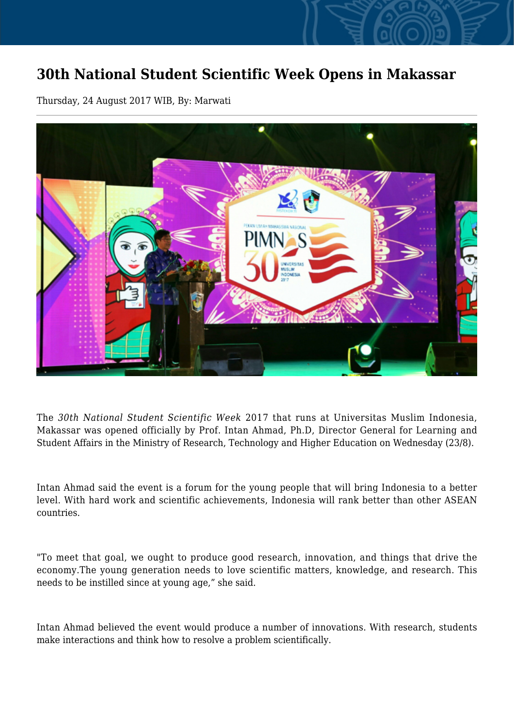# 30th National Student Scientific Week Opens in Makassar

Thursday, 24 August 2017 WIB, By: Marwati

The *30th National Student Scientific Week* 2017 that runs at Universitas Muslim Indonesia, Makassar was opened officially by Prof. Intan Ahmad, Ph.D, Director General for Learning and Student Affairs in the Ministry of Research, Technology and Higher Education on Wednesday (23/8).

Intan Ahmad said the event is a forum for the young people that will bring Indonesia to a better level. With hard work and scientific achievements, Indonesia will rank better than other ASEAN countries.

"To meet that goal, we ought to produce good research, innovation, and things that drive the economy.The young generation needs to love scientific matters, knowledge, and research. This needs to be instilled since at young age," she said.

Intan Ahmad believed the event would produce a number of innovations. With research, students make interactions and think how to resolve a problem scientifically.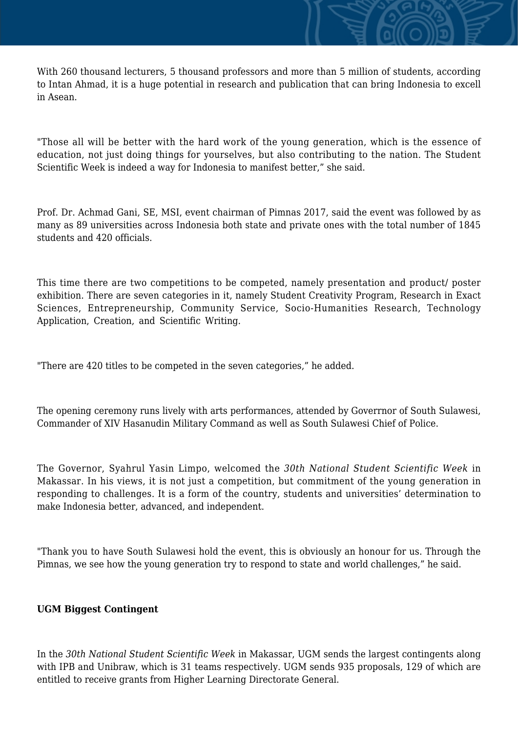With 260 thousand lecturers, 5 thousand professors and more than 5 million of students, according to Intan Ahmad, it is a huge potential in research and publication that can bring Indonesia to excell in Asean.

"Those all will be better with the hard work of the young generation, which is the essence of education, not just doing things for yourselves, but also contributing to the nation. The Student Scientific Week is indeed a way for Indonesia to manifest better," she said.

Prof. Dr. Achmad Gani, SE, MSI, event chairman of Pimnas 2017, said the event was followed by as many as 89 universities across Indonesia both state and private ones with the total number of 1845 students and 420 officials.

This time there are two competitions to be competed, namely presentation and product/ poster exhibition. There are seven categories in it, namely Student Creativity Program, Research in Exact Sciences, Entrepreneurship, Community Service, Socio-Humanities Research, Technology Application, Creation, and Scientific Writing.

"There are 420 titles to be competed in the seven categories," he added.

The opening ceremony runs lively with arts performances, attended by Goverrnor of South Sulawesi, Commander of XIV Hasanudin Military Command as well as South Sulawesi Chief of Police.

The Governor, Syahrul Yasin Limpo, welcomed the *30th National Student Scientific Week* in Makassar. In his views, it is not just a competition, but commitment of the young generation in responding to challenges. It is a form of the country, students and universities' determination to make Indonesia better, advanced, and independent.

"Thank you to have South Sulawesi hold the event, this is obviously an honour for us. Through the Pimnas, we see how the young generation try to respond to state and world challenges," he said.

**UGM Biggest Contingent**

In the *30th National Student Scientific Week* in Makassar, UGM sends the largest contingents along with IPB and Unibraw, which is 31 teams respectively. UGM sends 935 proposals, 129 of which are entitled to receive grants from Higher Learning Directorate General.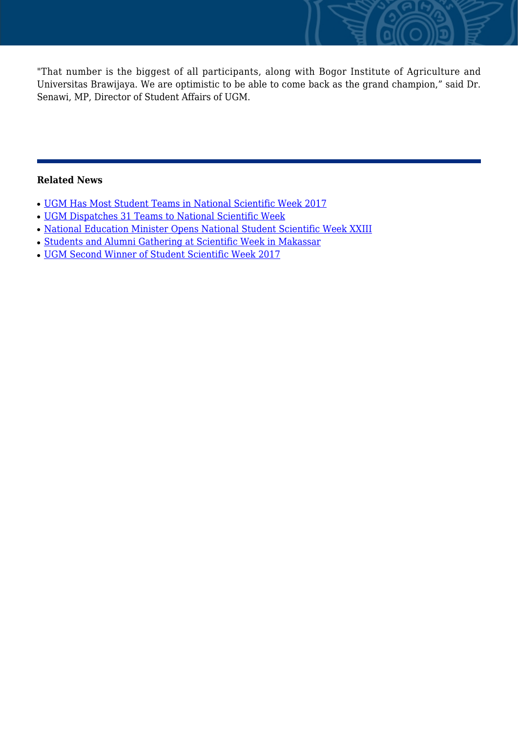"That number is the biggest of all participants, along with Bogor Institute of Agriculture and Universitas Brawijaya. We are optimistic to be able to come back as the grand champion," said Dr. Senawi, MP, Director of Student Affairs of UGM.

---

**Related News**

- UGM Has Most Student Teams in National Scientific Week 2017
- UGM Dispatches 31 Teams to National Scientific Week
- National Education Minister Opens National Student Scientific Week XXIII
- Students and Alumni Gathering at Scientific Week in Makassar
- UGM Second Winner of Student Scientific Week 2017